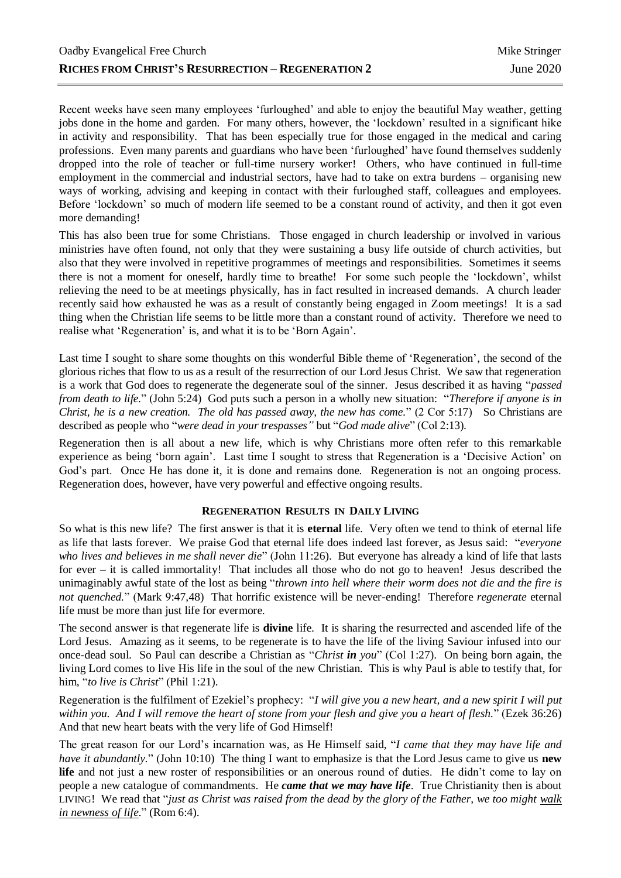Oadby Evangelical Free Church — Mike Stringer

**RICHES FROM CHRIST'S RESURRECTION – REGENERATION 2** — June 2020

Recent weeks have seen many employees 'furloughed' and able to enjoy the beautiful May weather, getting jobs done in the home and garden. For many others, however, the 'lockdown' resulted in a significant hike in activity and responsibility. That has been especially true for those engaged in the medical and caring professions. Even many parents and guardians who have been 'furloughed' have found themselves suddenly dropped into the role of teacher or full-time nursery worker! Others, who have continued in full-time employment in the commercial and industrial sectors, have had to take on extra burdens – organising new ways of working, advising and keeping in contact with their furloughed staff, colleagues and employees. Before 'lockdown' so much of modern life seemed to be a constant round of activity, and then it got even more demanding!

This has also been true for some Christians. Those engaged in church leadership or involved in various ministries have often found, not only that they were sustaining a busy life outside of church activities, but also that they were involved in repetitive programmes of meetings and responsibilities. Sometimes it seems there is not a moment for oneself, hardly time to breathe! For some such people the 'lockdown', whilst relieving the need to be at meetings physically, has in fact resulted in increased demands. A church leader recently said how exhausted he was as a result of constantly being engaged in Zoom meetings! It is a sad thing when the Christian life seems to be little more than a constant round of activity. Therefore we need to realise what 'Regeneration' is, and what it is to be 'Born Again'.

Last time I sought to share some thoughts on this wonderful Bible theme of 'Regeneration', the second of the glorious riches that flow to us as a result of the resurrection of our Lord Jesus Christ. We saw that regeneration is a work that God does to regenerate the degenerate soul of the sinner. Jesus described it as having "*passed from death to life.*" (John 5:24) God puts such a person in a wholly new situation: "*Therefore if anyone is in Christ, he is a new creation. The old has passed away, the new has come.*" (2 Cor 5:17) So Christians are described as people who "*were dead in your trespasses"* but "*God made alive*" (Col 2:13).

Regeneration then is all about a new life, which is why Christians more often refer to this remarkable experience as being 'born again'. Last time I sought to stress that Regeneration is a 'Decisive Action' on God's part. Once He has done it, it is done and remains done. Regeneration is not an ongoing process. Regeneration does, however, have very powerful and effective ongoing results.

### REGENERATION RESULTS IN DAILY LIVING

So what is this new life? The first answer is that it is **eternal** life. Very often we tend to think of eternal life as life that lasts forever. We praise God that eternal life does indeed last forever, as Jesus said: "*everyone who lives and believes in me shall never die*" (John 11:26). But everyone has already a kind of life that lasts for ever – it is called immortality! That includes all those who do not go to heaven! Jesus described the unimaginably awful state of the lost as being "*thrown into hell where their worm does not die and the fire is not quenched.*" (Mark 9:47,48) That horrific existence will be never-ending! Therefore *regenerate* eternal life must be more than just life for evermore.

The second answer is that regenerate life is **divine** life. It is sharing the resurrected and ascended life of the Lord Jesus. Amazing as it seems, to be regenerate is to have the life of the living Saviour infused into our once-dead soul. So Paul can describe a Christian as "*Christ **in** you*" (Col 1:27). On being born again, the living Lord comes to live His life in the soul of the new Christian. This is why Paul is able to testify that, for him, "*to live is Christ*" (Phil 1:21).

Regeneration is the fulfilment of Ezekiel's prophecy: "*I will give you a new heart, and a new spirit I will put within you. And I will remove the heart of stone from your flesh and give you a heart of flesh.*" (Ezek 36:26) And that new heart beats with the very life of God Himself!

The great reason for our Lord's incarnation was, as He Himself said, "*I came that they may have life and have it abundantly.*" (John 10:10) The thing I want to emphasize is that the Lord Jesus came to give us **new life** and not just a new roster of responsibilities or an onerous round of duties. He didn't come to lay on people a new catalogue of commandments. He ***came that we may have life***. True Christianity then is about LIVING! We read that "*just as Christ was raised from the dead by the glory of the Father, we too might walk in newness of life.*" (Rom 6:4).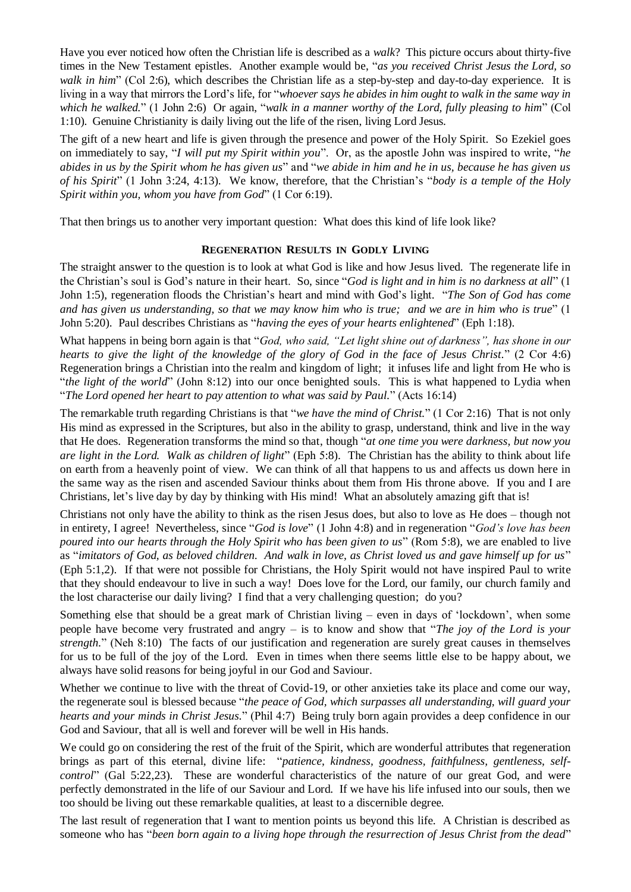Have you ever noticed how often the Christian life is described as a *walk*? This picture occurs about thirty-five times in the New Testament epistles. Another example would be, "*as you received Christ Jesus the Lord, so walk in him*" (Col 2:6), which describes the Christian life as a step-by-step and day-to-day experience. It is living in a way that mirrors the Lord's life, for "*whoever says he abides in him ought to walk in the same way in which he walked.*" (1 John 2:6) Or again, "*walk in a manner worthy of the Lord, fully pleasing to him*" (Col 1:10). Genuine Christianity is daily living out the life of the risen, living Lord Jesus.

The gift of a new heart and life is given through the presence and power of the Holy Spirit. So Ezekiel goes on immediately to say, "*I will put my Spirit within you*". Or, as the apostle John was inspired to write, "*he abides in us by the Spirit whom he has given us*" and "*we abide in him and he in us, because he has given us of his Spirit*" (1 John 3:24, 4:13). We know, therefore, that the Christian's "*body is a temple of the Holy Spirit within you, whom you have from God*" (1 Cor 6:19).

That then brings us to another very important question: What does this kind of life look like?

### REGENERATION RESULTS IN GODLY LIVING

The straight answer to the question is to look at what God is like and how Jesus lived. The regenerate life in the Christian's soul is God's nature in their heart. So, since "*God is light and in him is no darkness at all*" (1 John 1:5), regeneration floods the Christian's heart and mind with God's light. "*The Son of God has come and has given us understanding, so that we may know him who is true; and we are in him who is true*" (1 John 5:20). Paul describes Christians as "*having the eyes of your hearts enlightened*" (Eph 1:18).

What happens in being born again is that "*God, who said, "Let light shine out of darkness", has shone in our hearts to give the light of the knowledge of the glory of God in the face of Jesus Christ.*" (2 Cor 4:6) Regeneration brings a Christian into the realm and kingdom of light; it infuses life and light from He who is "*the light of the world*" (John 8:12) into our once benighted souls. This is what happened to Lydia when "*The Lord opened her heart to pay attention to what was said by Paul.*" (Acts 16:14)

The remarkable truth regarding Christians is that "*we have the mind of Christ.*" (1 Cor 2:16) That is not only His mind as expressed in the Scriptures, but also in the ability to grasp, understand, think and live in the way that He does. Regeneration transforms the mind so that, though "*at one time you were darkness, but now you are light in the Lord. Walk as children of light*" (Eph 5:8). The Christian has the ability to think about life on earth from a heavenly point of view. We can think of all that happens to us and affects us down here in the same way as the risen and ascended Saviour thinks about them from His throne above. If you and I are Christians, let's live day by day by thinking with His mind! What an absolutely amazing gift that is!

Christians not only have the ability to think as the risen Jesus does, but also to love as He does – though not in entirety, I agree! Nevertheless, since "*God is love*" (1 John 4:8) and in regeneration "*God's love has been poured into our hearts through the Holy Spirit who has been given to us*" (Rom 5:8), we are enabled to live as "*imitators of God, as beloved children. And walk in love, as Christ loved us and gave himself up for us*" (Eph 5:1,2). If that were not possible for Christians, the Holy Spirit would not have inspired Paul to write that they should endeavour to live in such a way! Does love for the Lord, our family, our church family and the lost characterise our daily living? I find that a very challenging question; do you?

Something else that should be a great mark of Christian living – even in days of 'lockdown', when some people have become very frustrated and angry – is to know and show that "*The joy of the Lord is your strength.*" (Neh 8:10) The facts of our justification and regeneration are surely great causes in themselves for us to be full of the joy of the Lord. Even in times when there seems little else to be happy about, we always have solid reasons for being joyful in our God and Saviour.

Whether we continue to live with the threat of Covid-19, or other anxieties take its place and come our way, the regenerate soul is blessed because "*the peace of God, which surpasses all understanding, will guard your hearts and your minds in Christ Jesus.*" (Phil 4:7) Being truly born again provides a deep confidence in our God and Saviour, that all is well and forever will be well in His hands.

We could go on considering the rest of the fruit of the Spirit, which are wonderful attributes that regeneration brings as part of this eternal, divine life: "*patience, kindness, goodness, faithfulness, gentleness, self-control*" (Gal 5:22,23). These are wonderful characteristics of the nature of our great God, and were perfectly demonstrated in the life of our Saviour and Lord. If we have his life infused into our souls, then we too should be living out these remarkable qualities, at least to a discernible degree.

The last result of regeneration that I want to mention points us beyond this life. A Christian is described as someone who has "*been born again to a living hope through the resurrection of Jesus Christ from the dead*"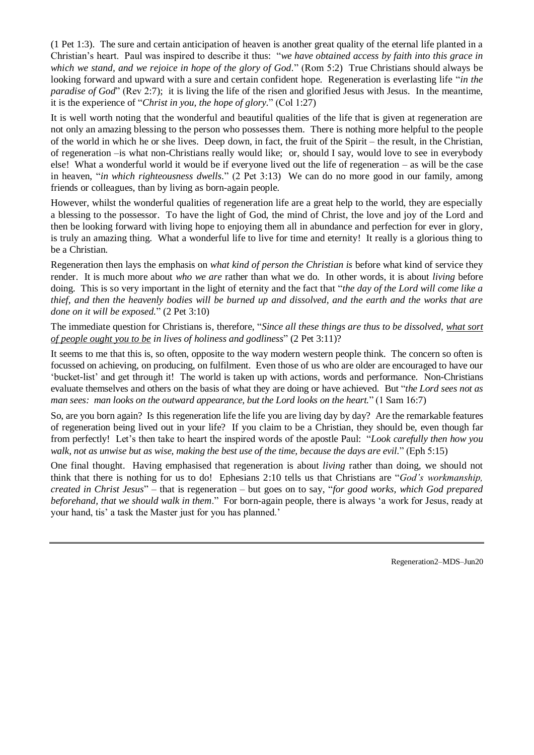(1 Pet 1:3). The sure and certain anticipation of heaven is another great quality of the eternal life planted in a Christian's heart. Paul was inspired to describe it thus: "*we have obtained access by faith into this grace in which we stand, and we rejoice in hope of the glory of God*." (Rom 5:2) True Christians should always be looking forward and upward with a sure and certain confident hope. Regeneration is everlasting life "*in the paradise of God*" (Rev 2:7); it is living the life of the risen and glorified Jesus with Jesus. In the meantime, it is the experience of "*Christ in you, the hope of glory*." (Col 1:27)

It is well worth noting that the wonderful and beautiful qualities of the life that is given at regeneration are not only an amazing blessing to the person who possesses them. There is nothing more helpful to the people of the world in which he or she lives. Deep down, in fact, the fruit of the Spirit – the result, in the Christian, of regeneration –is what non-Christians really would like; or, should I say, would love to see in everybody else! What a wonderful world it would be if everyone lived out the life of regeneration – as will be the case in heaven, "*in which righteousness dwells*." (2 Pet 3:13) We can do no more good in our family, among friends or colleagues, than by living as born-again people.

However, whilst the wonderful qualities of regeneration life are a great help to the world, they are especially a blessing to the possessor. To have the light of God, the mind of Christ, the love and joy of the Lord and then be looking forward with living hope to enjoying them all in abundance and perfection for ever in glory, is truly an amazing thing. What a wonderful life to live for time and eternity! It really is a glorious thing to be a Christian.

Regeneration then lays the emphasis on *what kind of person the Christian is* before what kind of service they render. It is much more about *who we are* rather than what we do. In other words, it is about *living* before doing. This is so very important in the light of eternity and the fact that "*the day of the Lord will come like a thief, and then the heavenly bodies will be burned up and dissolved, and the earth and the works that are done on it will be exposed*." (2 Pet 3:10)

The immediate question for Christians is, therefore, "*Since all these things are thus to be dissolved, <u>what sort of people ought you to be</u> in lives of holiness and godliness*" (2 Pet 3:11)?

It seems to me that this is, so often, opposite to the way modern western people think. The concern so often is focussed on achieving, on producing, on fulfilment. Even those of us who are older are encouraged to have our 'bucket-list' and get through it! The world is taken up with actions, words and performance. Non-Christians evaluate themselves and others on the basis of what they are doing or have achieved. But "*the Lord sees not as man sees: man looks on the outward appearance, but the Lord looks on the heart.*" (1 Sam 16:7)

So, are you born again? Is this regeneration life the life you are living day by day? Are the remarkable features of regeneration being lived out in your life? If you claim to be a Christian, they should be, even though far from perfectly! Let's then take to heart the inspired words of the apostle Paul: "*Look carefully then how you walk, not as unwise but as wise, making the best use of the time, because the days are evil*." (Eph 5:15)

One final thought. Having emphasised that regeneration is about *living* rather than doing, we should not think that there is nothing for us to do! Ephesians 2:10 tells us that Christians are "*God's workmanship, created in Christ Jesus*" – that is regeneration – but goes on to say, "*for good works, which God prepared beforehand, that we should walk in them*." For born-again people, there is always 'a work for Jesus, ready at your hand, tis' a task the Master just for you has planned.'

---

Regeneration2–MDS–Jun20